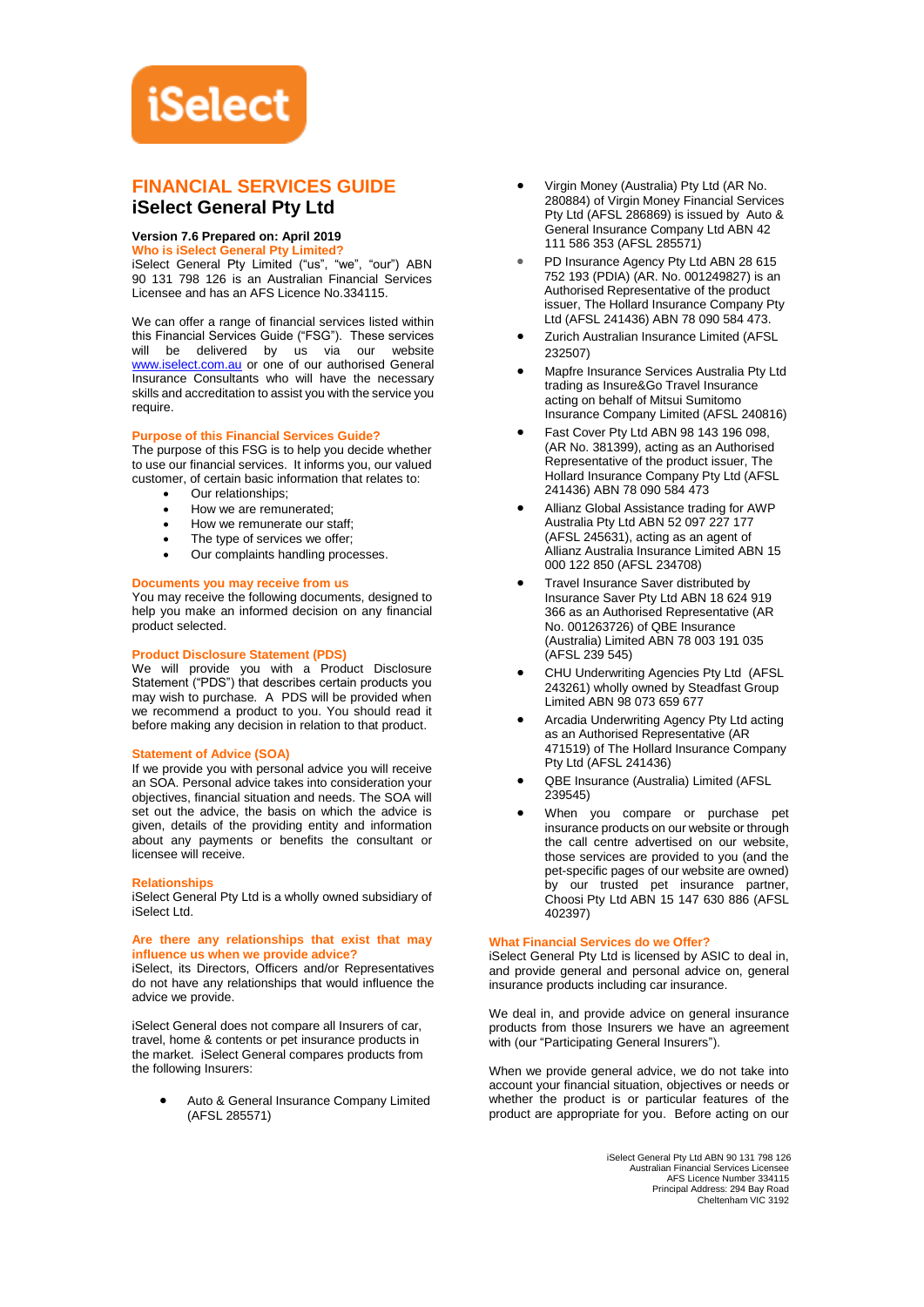# FINANCIAL SERVICES GUIDE

## iSelect General Pty Ltd

**Version 7.6 Prepared on: April 2019**

### Who is iSelect General Pty Limited?

iSelect General Pty Limited ("us", "we", "our") ABN 90 131 798 126 is an Australian Financial Services Licensee and has an AFS Licence No.334115.

We can offer a range of financial services listed within this Financial Services Guide ("FSG"). These services will be delivered by us via our website www.iselect.com.au or one of our authorised General Insurance Consultants who will have the necessary skills and accreditation to assist you with the service you require.

### Purpose of this Financial Services Guide?

The purpose of this FSG is to help you decide whether to use our financial services. It informs you, our valued customer, of certain basic information that relates to:

- Our relationships;
- How we are remunerated;
- How we remunerate our staff;
- The type of services we offer;
- Our complaints handling processes.

### Documents you may receive from us

You may receive the following documents, designed to help you make an informed decision on any financial product selected.

### Product Disclosure Statement (PDS)

We will provide you with a Product Disclosure Statement ("PDS") that describes certain products you may wish to purchase. A PDS will be provided when we recommend a product to you. You should read it before making any decision in relation to that product.

### Statement of Advice (SOA)

If we provide you with personal advice you will receive an SOA. Personal advice takes into consideration your objectives, financial situation and needs. The SOA will set out the advice, the basis on which the advice is given, details of the providing entity and information about any payments or benefits the consultant or licensee will receive.

### Relationships

iSelect General Pty Ltd is a wholly owned subsidiary of iSelect Ltd.

### Are there any relationships that exist that may influence us when we provide advice?

iSelect, its Directors, Officers and/or Representatives do not have any relationships that would influence the advice we provide.

iSelect General does not compare all Insurers of car, travel, home & contents or pet insurance products in the market. iSelect General compares products from the following Insurers:

- Auto & General Insurance Company Limited (AFSL 285571)
- Virgin Money (Australia) Pty Ltd (AR No. 280884) of Virgin Money Financial Services Pty Ltd (AFSL 286869) is issued by Auto & General Insurance Company Ltd ABN 42 111 586 353 (AFSL 285571)
- PD Insurance Agency Pty Ltd ABN 28 615 752 193 (PDIA) (AR. No. 001249827) is an Authorised Representative of the product issuer, The Hollard Insurance Company Pty Ltd (AFSL 241436) ABN 78 090 584 473.
- Zurich Australian Insurance Limited (AFSL 232507)
- Mapfre Insurance Services Australia Pty Ltd trading as Insure&Go Travel Insurance acting on behalf of Mitsui Sumitomo Insurance Company Limited (AFSL 240816)
- Fast Cover Pty Ltd ABN 98 143 196 098, (AR No. 381399), acting as an Authorised Representative of the product issuer, The Hollard Insurance Company Pty Ltd (AFSL 241436) ABN 78 090 584 473
- Allianz Global Assistance trading for AWP Australia Pty Ltd ABN 52 097 227 177 (AFSL 245631), acting as an agent of Allianz Australia Insurance Limited ABN 15 000 122 850 (AFSL 234708)
- Travel Insurance Saver distributed by Insurance Saver Pty Ltd ABN 18 624 919 366 as an Authorised Representative (AR No. 001263726) of QBE Insurance (Australia) Limited ABN 78 003 191 035 (AFSL 239 545)
- CHU Underwriting Agencies Pty Ltd (AFSL 243261) wholly owned by Steadfast Group Limited ABN 98 073 659 677
- Arcadia Underwriting Agency Pty Ltd acting as an Authorised Representative (AR 471519) of The Hollard Insurance Company Pty Ltd (AFSL 241436)
- QBE Insurance (Australia) Limited (AFSL 239545)
- When you compare or purchase pet insurance products on our website or through the call centre advertised on our website, those services are provided to you (and the pet-specific pages of our website are owned) by our trusted pet insurance partner, Choosi Pty Ltd ABN 15 147 630 886 (AFSL 402397)

### What Financial Services do we Offer?

iSelect General Pty Ltd is licensed by ASIC to deal in, and provide general and personal advice on, general insurance products including car insurance.

We deal in, and provide advice on general insurance products from those Insurers we have an agreement with (our "Participating General Insurers").

When we provide general advice, we do not take into account your financial situation, objectives or needs or whether the product is or particular features of the product are appropriate for you. Before acting on our

iSelect General Pty Ltd ABN 90 131 798 126
Australian Financial Services Licensee
AFS Licence Number 334115
Principal Address: 294 Bay Road
Cheltenham VIC 3192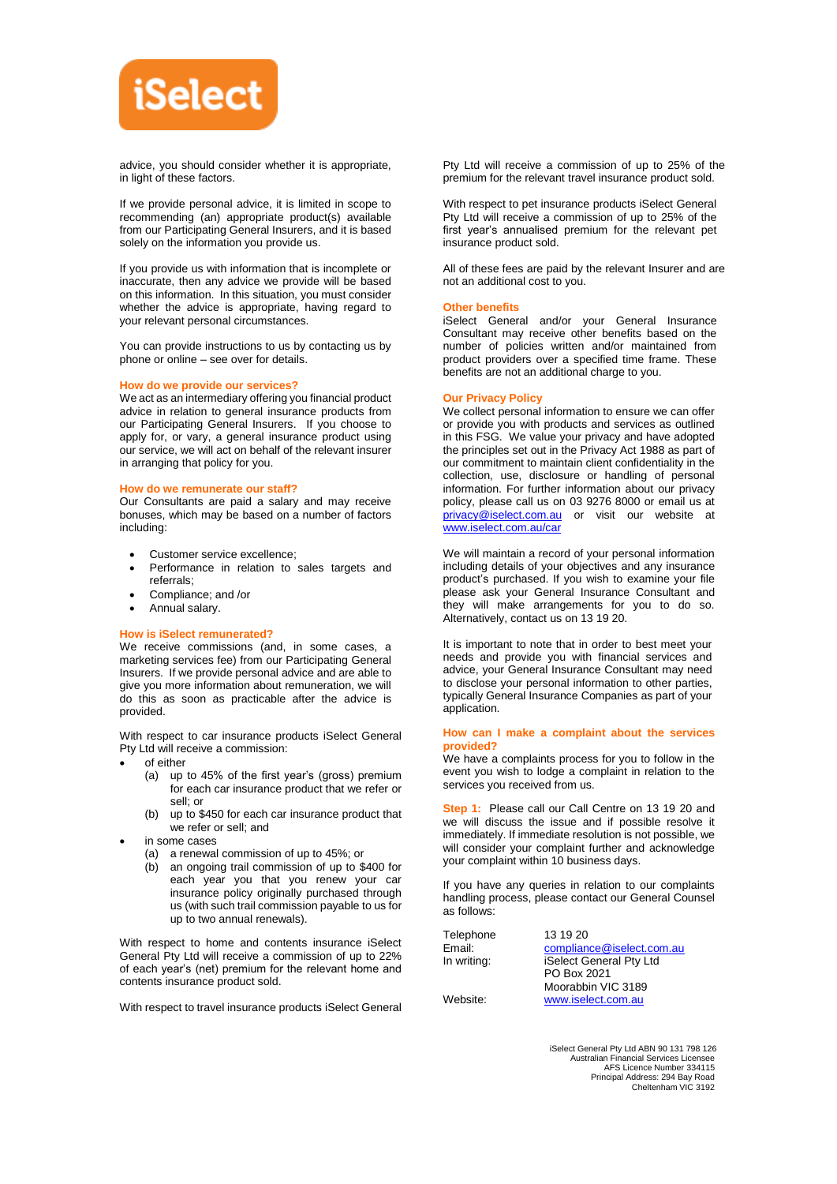advice, you should consider whether it is appropriate, in light of these factors.

If we provide personal advice, it is limited in scope to recommending (an) appropriate product(s) available from our Participating General Insurers, and it is based solely on the information you provide us.

If you provide us with information that is incomplete or inaccurate, then any advice we provide will be based on this information. In this situation, you must consider whether the advice is appropriate, having regard to your relevant personal circumstances.

You can provide instructions to us by contacting us by phone or online – see over for details.

### How do we provide our services?

We act as an intermediary offering you financial product advice in relation to general insurance products from our Participating General Insurers. If you choose to apply for, or vary, a general insurance product using our service, we will act on behalf of the relevant insurer in arranging that policy for you.

### How do we remunerate our staff?

Our Consultants are paid a salary and may receive bonuses, which may be based on a number of factors including:

- Customer service excellence;
- Performance in relation to sales targets and referrals;
- Compliance; and /or
- Annual salary.

### How is iSelect remunerated?

We receive commissions (and, in some cases, a marketing services fee) from our Participating General Insurers. If we provide personal advice and are able to give you more information about remuneration, we will do this as soon as practicable after the advice is provided.

With respect to car insurance products iSelect General Pty Ltd will receive a commission:

- of either
  - (a) up to 45% of the first year's (gross) premium for each car insurance product that we refer or sell; or
  - (b) up to $450 for each car insurance product that we refer or sell; and
- in some cases
  - (a) a renewal commission of up to 45%; or
  - (b) an ongoing trail commission of up to $400 for each year you that you renew your car insurance policy originally purchased through us (with such trail commission payable to us for up to two annual renewals).

With respect to home and contents insurance iSelect General Pty Ltd will receive a commission of up to 22% of each year's (net) premium for the relevant home and contents insurance product sold.

With respect to travel insurance products iSelect General Pty Ltd will receive a commission of up to 25% of the premium for the relevant travel insurance product sold.

With respect to pet insurance products iSelect General Pty Ltd will receive a commission of up to 25% of the first year's annualised premium for the relevant pet insurance product sold.

All of these fees are paid by the relevant Insurer and are not an additional cost to you.

### Other benefits

iSelect General and/or your General Insurance Consultant may receive other benefits based on the number of policies written and/or maintained from product providers over a specified time frame. These benefits are not an additional charge to you.

### Our Privacy Policy

We collect personal information to ensure we can offer or provide you with products and services as outlined in this FSG. We value your privacy and have adopted the principles set out in the Privacy Act 1988 as part of our commitment to maintain client confidentiality in the collection, use, disclosure or handling of personal information. For further information about our privacy policy, please call us on 03 9276 8000 or email us at privacy@iselect.com.au or visit our website at www.iselect.com.au/car

We will maintain a record of your personal information including details of your objectives and any insurance product's purchased. If you wish to examine your file please ask your General Insurance Consultant and they will make arrangements for you to do so. Alternatively, contact us on 13 19 20.

It is important to note that in order to best meet your needs and provide you with financial services and advice, your General Insurance Consultant may need to disclose your personal information to other parties, typically General Insurance Companies as part of your application.

### How can I make a complaint about the services provided?

We have a complaints process for you to follow in the event you wish to lodge a complaint in relation to the services you received from us.

**Step 1:** Please call our Call Centre on 13 19 20 and we will discuss the issue and if possible resolve it immediately. If immediate resolution is not possible, we will consider your complaint further and acknowledge your complaint within 10 business days.

If you have any queries in relation to our complaints handling process, please contact our General Counsel as follows:

| | |
|---|---|
| Telephone | 13 19 20 |
| Email: | compliance@iselect.com.au |
| In writing: | iSelect General Pty Ltd<br>PO Box 2021<br>Moorabbin VIC 3189 |
| Website: | www.iselect.com.au |

iSelect General Pty Ltd ABN 90 131 798 126
Australian Financial Services Licensee
AFS Licence Number 334115
Principal Address: 294 Bay Road
Cheltenham VIC 3192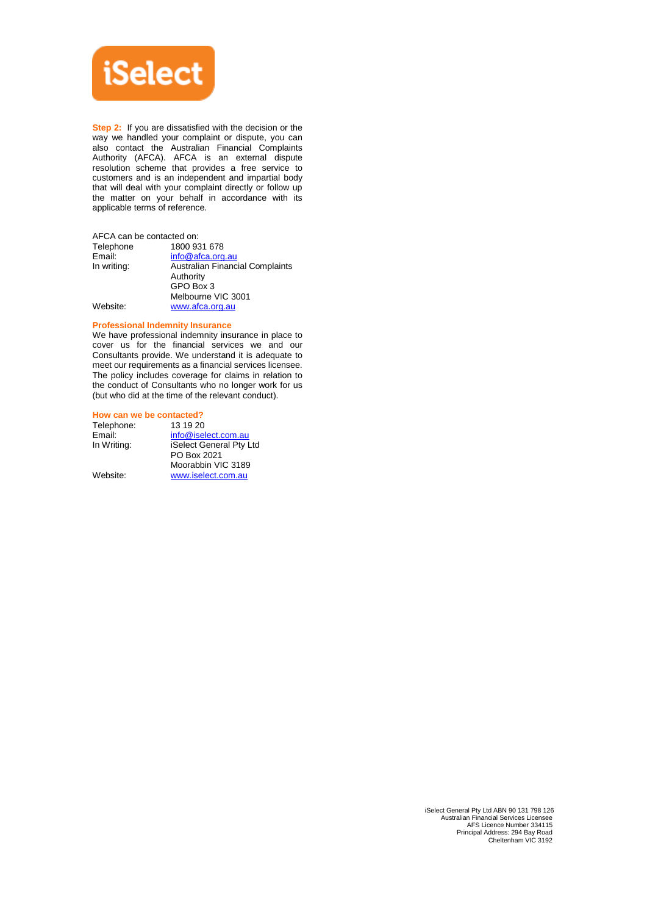**Step 2:** If you are dissatisfied with the decision or the way we handled your complaint or dispute, you can also contact the Australian Financial Complaints Authority (AFCA). AFCA is an external dispute resolution scheme that provides a free service to customers and is an independent and impartial body that will deal with your complaint directly or follow up the matter on your behalf in accordance with its applicable terms of reference.

AFCA can be contacted on:

| | |
|---|---|
| Telephone | 1800 931 678 |
| Email: | info@afca.org.au |
| In writing: | Australian Financial Complaints Authority<br>GPO Box 3<br>Melbourne VIC 3001 |
| Website: | www.afca.org.au |

### Professional Indemnity Insurance

We have professional indemnity insurance in place to cover us for the financial services we and our Consultants provide. We understand it is adequate to meet our requirements as a financial services licensee. The policy includes coverage for claims in relation to the conduct of Consultants who no longer work for us (but who did at the time of the relevant conduct).

### How can we be contacted?

| | |
|---|---|
| Telephone: | 13 19 20 |
| Email: | info@iselect.com.au |
| In Writing: | iSelect General Pty Ltd<br>PO Box 2021<br>Moorabbin VIC 3189 |
| Website: | www.iselect.com.au |

iSelect General Pty Ltd ABN 90 131 798 126
Australian Financial Services Licensee
AFS Licence Number 334115
Principal Address: 294 Bay Road
Cheltenham VIC 3192